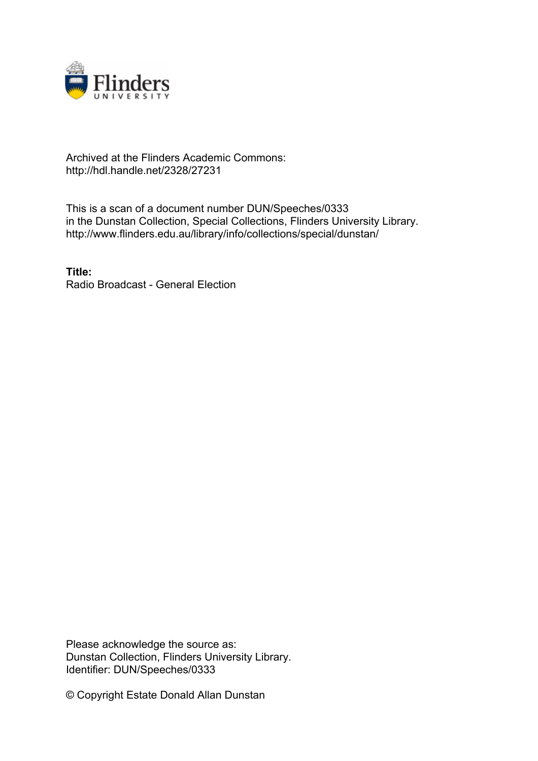Archived at the Flinders Academic Commons:
http://hdl.handle.net/2328/27231

This is a scan of a document number DUN/Speeches/0333
in the Dunstan Collection, Special Collections, Flinders University Library.
http://www.flinders.edu.au/library/info/collections/special/dunstan/

**Title:**
Radio Broadcast - General Election

Please acknowledge the source as:
Dunstan Collection, Flinders University Library.
Identifier: DUN/Speeches/0333

© Copyright Estate Donald Allan Dunstan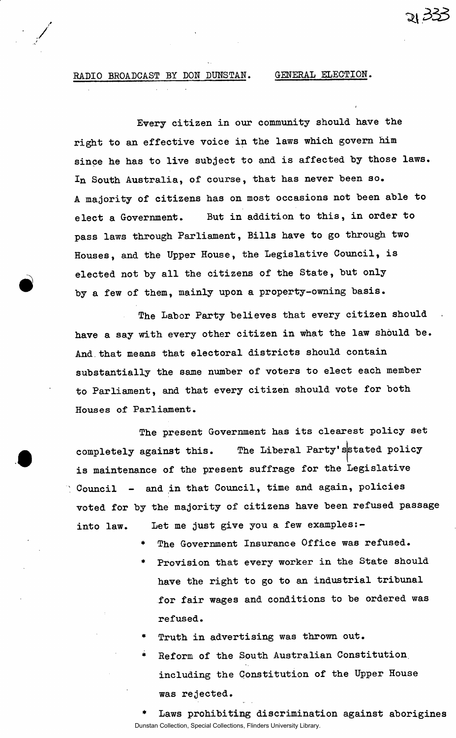RADIO BROADCAST BY DON DUNSTAN. GENERAL ELECTION.

Every citizen in our community should have the right to an effective voice in the laws which govern him since he has to live subject to and is affected by those laws. In South Australia, of course, that has never been so. A majority of citizens has on most occasions not been able to elect a Government. But in addition to this, in order to pass laws through Parliament, Bills have to go through two Houses, and the Upper House, the Legislative Council, is elected not by all the citizens of the State, but only by a few of them, mainly upon a property-owning basis.

The Labor Party believes that every citizen should have a say with every other citizen in what the law should be. And that means that electoral districts should contain substantially the same number of voters to elect each member to Parliament, and that every citizen should vote for both Houses of Parliament.

The present Government has its clearest policy set completely against this. The Liberal Party's stated policy is maintenance of the present suffrage for the Legislative Council - and in that Council, time and again, policies voted for by the majority of citizens have been refused passage into law. Let me just give you a few examples:-

* The Government Insurance Office was refused.
* Provision that every worker in the State should have the right to go to an industrial tribunal for fair wages and conditions to be ordered was refused.
* Truth in advertising was thrown out.
* Reform of the South Australian Constitution including the Constitution of the Upper House was rejected.
* Laws prohibiting discrimination against aborigines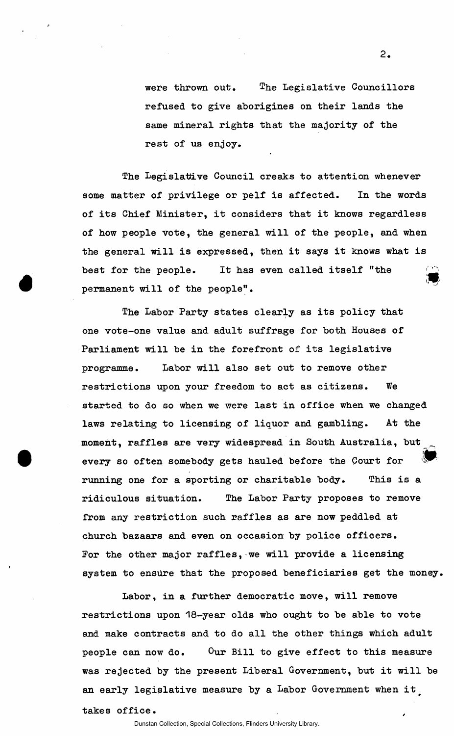were thrown out. The Legislative Councillors refused to give aborigines on their lands the same mineral rights that the majority of the rest of us enjoy.

The Legislative Council creaks to attention whenever some matter of privilege or pelf is affected. In the words of its Chief Minister, it considers that it knows regardless of how people vote, the general will of the people, and when the general will is expressed, then it says it knows what is best for the people. It has even called itself "the permanent will of the people".

The Labor Party states clearly as its policy that one vote-one value and adult suffrage for both Houses of Parliament will be in the forefront of its legislative programme. Labor will also set out to remove other restrictions upon your freedom to act as citizens. We started to do so when we were last in office when we changed laws relating to licensing of liquor and gambling. At the moment, raffles are very widespread in South Australia, but every so often somebody gets hauled before the Court for running one for a sporting or charitable body. This is a ridiculous situation. The Labor Party proposes to remove from any restriction such raffles as are now peddled at church bazaars and even on occasion by police officers. For the other major raffles, we will provide a licensing system to ensure that the proposed beneficiaries get the money.

Labor, in a further democratic move, will remove restrictions upon 18-year olds who ought to be able to vote and make contracts and to do all the other things which adult people can now do. Our Bill to give effect to this measure was rejected by the present Liberal Government, but it will be an early legislative measure by a Labor Government when it takes office.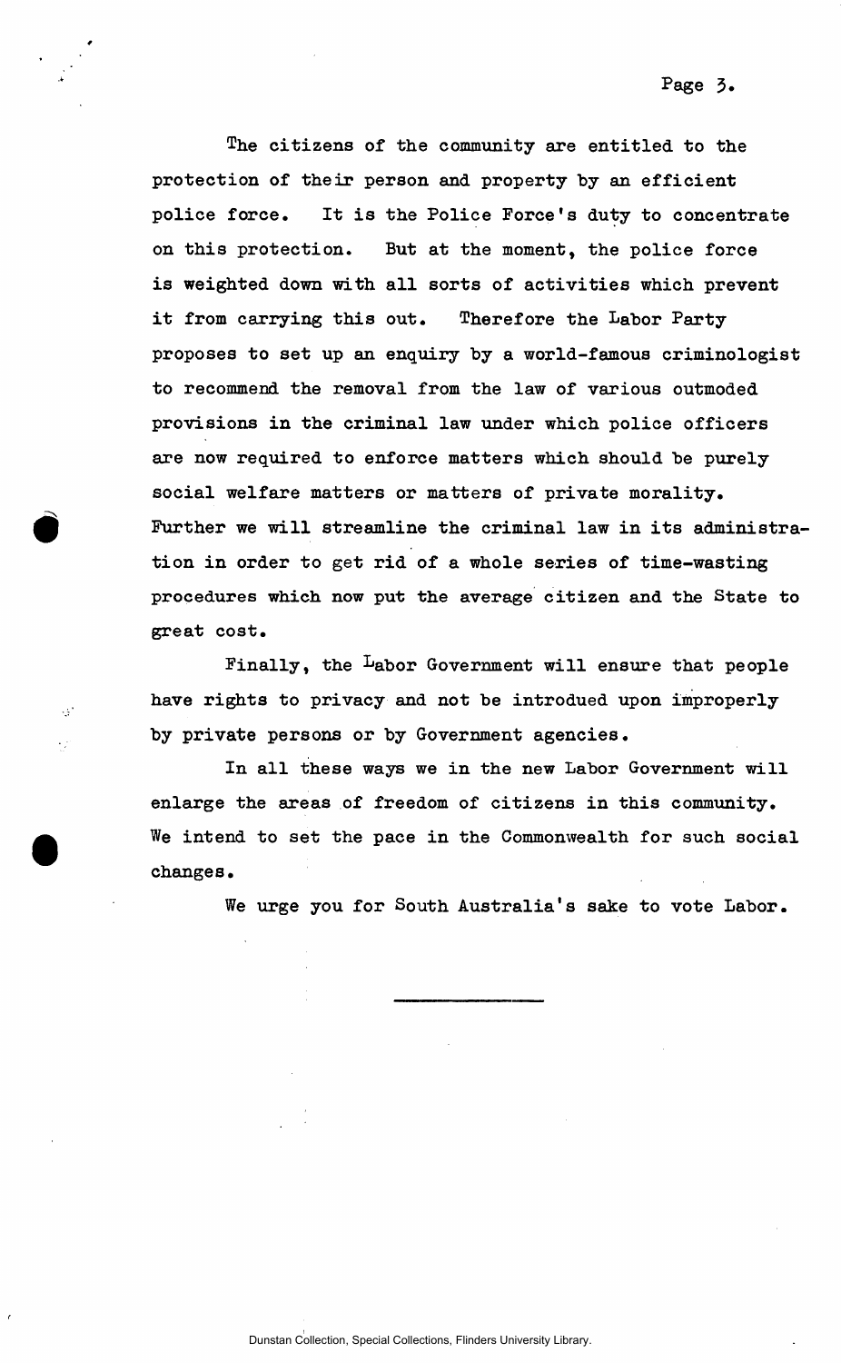The citizens of the community are entitled to the protection of their person and property by an efficient police force. It is the Police Force's duty to concentrate on this protection. But at the moment, the police force is weighted down with all sorts of activities which prevent it from carrying this out. Therefore the Labor Party proposes to set up an enquiry by a world-famous criminologist to recommend the removal from the law of various outmoded provisions in the criminal law under which police officers are now required to enforce matters which should be purely social welfare matters or matters of private morality. Further we will streamline the criminal law in its administration in order to get rid of a whole series of time-wasting procedures which now put the average citizen and the State to great cost.

Finally, the Labor Government will ensure that people have rights to privacy and not be introdued upon improperly by private persons or by Government agencies.

In all these ways we in the new Labor Government will enlarge the areas of freedom of citizens in this community. We intend to set the pace in the Commonwealth for such social changes.

We urge you for South Australia's sake to vote Labor.

---

Dunstan Collection, Special Collections, Flinders University Library.